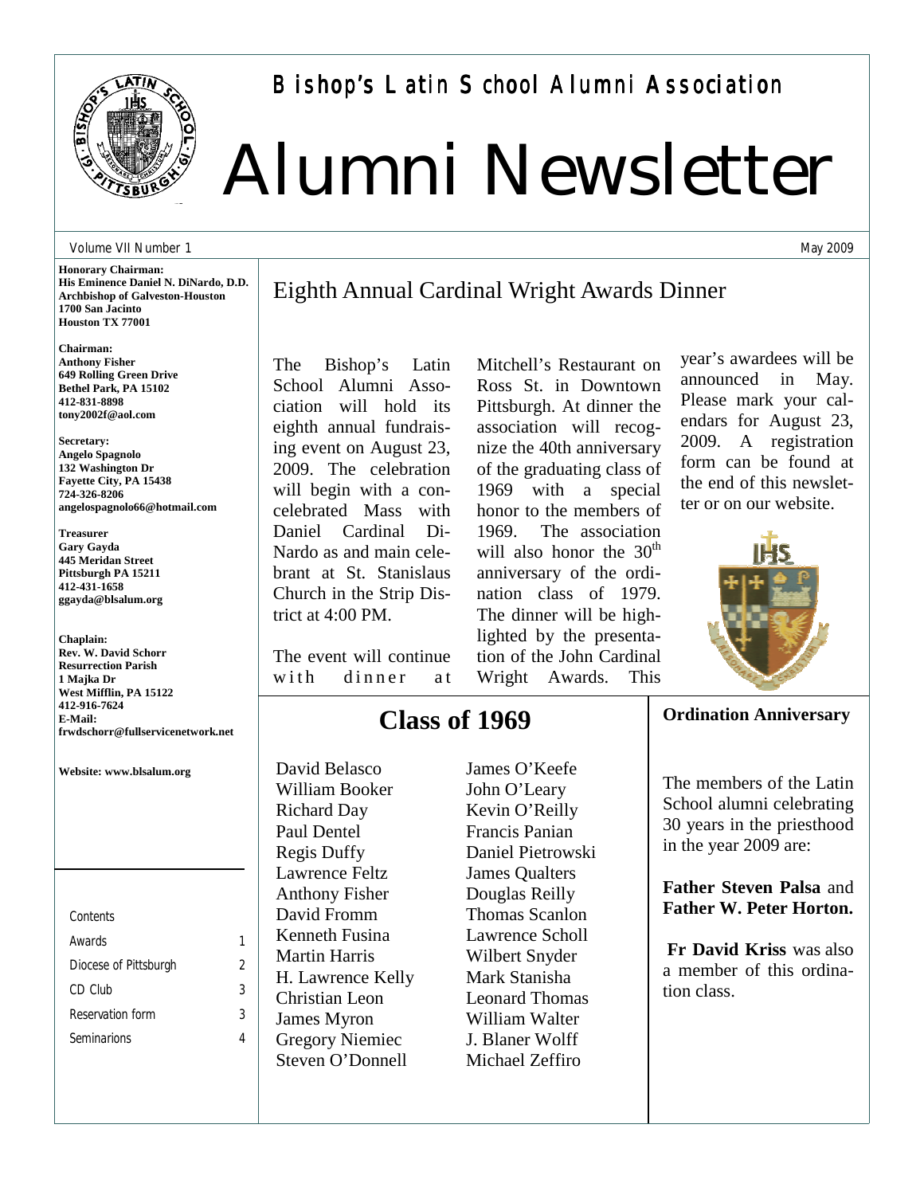# Bishop's Latin School Alumni Association

# Alumni Newsletter

Volume VII Number 1

May 2009

**Honorary Chairman:**
**His Eminence Daniel N. DiNardo, D.D.**
**Archbishop of Galveston-Houston**
**1700 San Jacinto**
**Houston TX 77001**

**Chairman:**
**Anthony Fisher**
**649 Rolling Green Drive**
**Bethel Park, PA 15102**
**412-831-8898**
**tony2002f@aol.com**

**Secretary:**
**Angelo Spagnolo**
**132 Washington Dr**
**Fayette City, PA 15438**
**724-326-8206**
**angelospagnolo66@hotmail.com**

**Treasurer**
**Gary Gayda**
**445 Meridan Street**
**Pittsburgh PA 15211**
**412-431-1658**
**ggayda@blsalum.org**

**Chaplain:**
**Rev. W. David Schorr**
**Resurrection Parish**
**1 Majka Dr**
**West Mifflin, PA 15122**
**412-916-7624**
**E-Mail:**
**frwdschorr@fullservicenetwork.net**

**Website: www.blsalum.org**

| Contents | |
|---|---|
| Awards | 1 |
| Diocese of Pittsburgh | 2 |
| CD Club | 3 |
| Reservation form | 3 |
| Seminarions | 4 |

## Eighth Annual Cardinal Wright Awards Dinner

The Bishop's Latin School Alumni Association will hold its eighth annual fundraising event on August 23, 2009. The celebration will begin with a concelebrated Mass with Daniel Cardinal DiNardo as and main celebrant at St. Stanislaus Church in the Strip District at 4:00 PM.

The event will continue with dinner at Mitchell's Restaurant on Ross St. in Downtown Pittsburgh. At dinner the association will recognize the 40th anniversary of the graduating class of 1969 with a special honor to the members of 1969. The association will also honor the 30th anniversary of the ordination class of 1979. The dinner will be highlighted by the presentation of the John Cardinal Wright Awards. This year's awardees will be announced in May. Please mark your calendars for August 23, 2009. A registration form can be found at the end of this newsletter or on our website.

## Class of 1969

David Belasco
William Booker
Richard Day
Paul Dentel
Regis Duffy
Lawrence Feltz
Anthony Fisher
David Fromm
Kenneth Fusina
Martin Harris
H. Lawrence Kelly
Christian Leon
James Myron
Gregory Niemiec
Steven O'Donnell
James O'Keefe
John O'Leary
Kevin O'Reilly
Francis Panian
Daniel Pietrowski
James Qualters
Douglas Reilly
Thomas Scanlon
Lawrence Scholl
Wilbert Snyder
Mark Stanisha
Leonard Thomas
William Walter
J. Blaner Wolff
Michael Zeffiro

### Ordination Anniversary

The members of the Latin School alumni celebrating 30 years in the priesthood in the year 2009 are:

**Father Steven Palsa** and **Father W. Peter Horton.**

**Fr David Kriss** was also a member of this ordination class.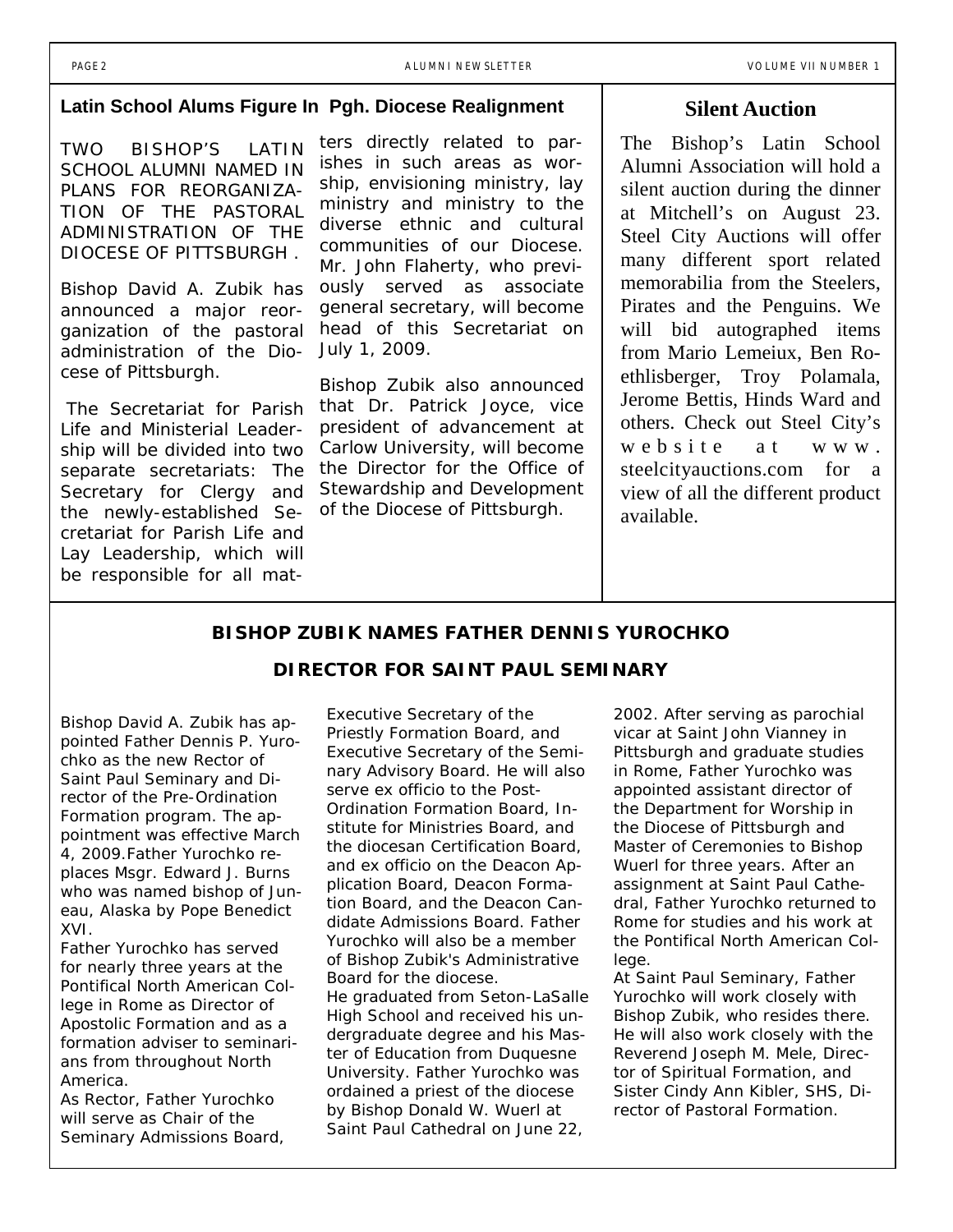## Latin School Alums Figure In Pgh. Diocese Realignment

TWO BISHOP'S LATIN SCHOOL ALUMNI NAMED IN PLANS FOR REORGANIZATION OF THE PASTORAL ADMINISTRATION OF THE DIOCESE OF PITTSBURGH .

Bishop David A. Zubik has announced a major reorganization of the pastoral administration of the Diocese of Pittsburgh.

The Secretariat for Parish Life and Ministerial Leadership will be divided into two separate secretariats: The Secretary for Clergy and the newly-established Secretariat for Parish Life and Lay Leadership, which will be responsible for all matters directly related to parishes in such areas as worship, envisioning ministry, lay ministry and ministry to the diverse ethnic and cultural communities of our Diocese. Mr. John Flaherty, who previously served as associate general secretary, will become head of this Secretariat on July 1, 2009.

Bishop Zubik also announced that Dr. Patrick Joyce, vice president of advancement at Carlow University, will become the Director for the Office of Stewardship and Development of the Diocese of Pittsburgh.

## Silent Auction

The Bishop's Latin School Alumni Association will hold a silent auction during the dinner at Mitchell's on August 23. Steel City Auctions will offer many different sport related memorabilia from the Steelers, Pirates and the Penguins. We will bid autographed items from Mario Lemeiux, Ben Roethlisberger, Troy Polamala, Jerome Bettis, Hinds Ward and others. Check out Steel City's website at www.steelcityauctions.com for a view of all the different product available.

## BISHOP ZUBIK NAMES FATHER DENNIS YUROCHKO DIRECTOR FOR SAINT PAUL SEMINARY

Bishop David A. Zubik has appointed Father Dennis P. Yurochko as the new Rector of Saint Paul Seminary and Director of the Pre-Ordination Formation program. The appointment was effective March 4, 2009.Father Yurochko replaces Msgr. Edward J. Burns who was named bishop of Juneau, Alaska by Pope Benedict XVI.

Father Yurochko has served for nearly three years at the Pontifical North American College in Rome as Director of Apostolic Formation and as a formation adviser to seminarians from throughout North America.

As Rector, Father Yurochko will serve as Chair of the Seminary Admissions Board, Executive Secretary of the Priestly Formation Board, and Executive Secretary of the Seminary Advisory Board. He will also serve ex officio to the Post-Ordination Formation Board, Institute for Ministries Board, and the diocesan Certification Board, and ex officio on the Deacon Application Board, Deacon Formation Board, and the Deacon Candidate Admissions Board. Father Yurochko will also be a member of Bishop Zubik's Administrative Board for the diocese.

He graduated from Seton-LaSalle High School and received his undergraduate degree and his Master of Education from Duquesne University. Father Yurochko was ordained a priest of the diocese by Bishop Donald W. Wuerl at Saint Paul Cathedral on June 22, 2002. After serving as parochial vicar at Saint John Vianney in Pittsburgh and graduate studies in Rome, Father Yurochko was appointed assistant director of the Department for Worship in the Diocese of Pittsburgh and Master of Ceremonies to Bishop Wuerl for three years. After an assignment at Saint Paul Cathedral, Father Yurochko returned to Rome for studies and his work at the Pontifical North American College.

At Saint Paul Seminary, Father Yurochko will work closely with Bishop Zubik, who resides there. He will also work closely with the Reverend Joseph M. Mele, Director of Spiritual Formation, and Sister Cindy Ann Kibler, SHS, Director of Pastoral Formation.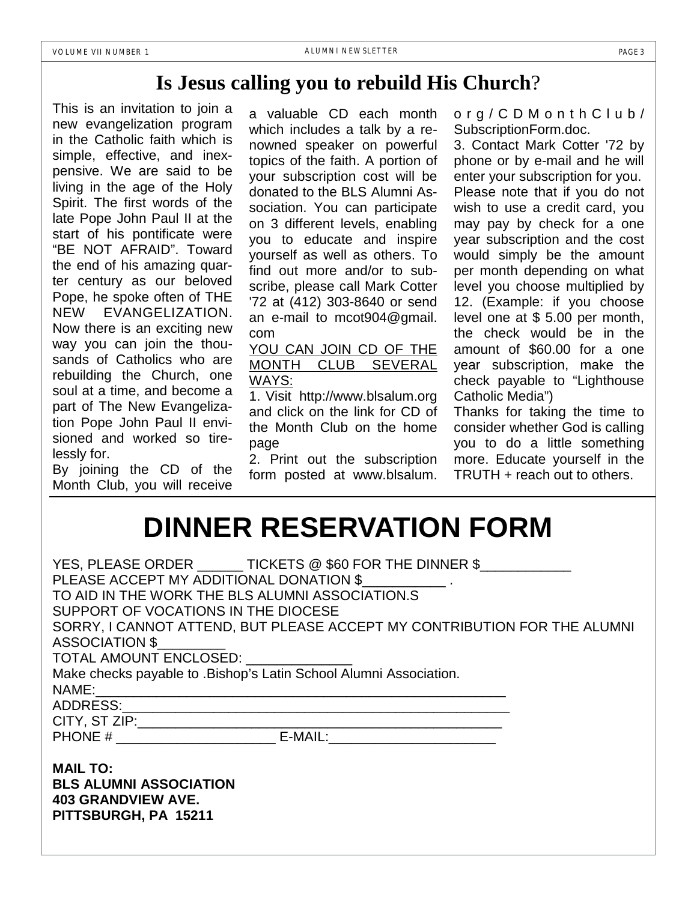## Is Jesus calling you to rebuild His Church?

This is an invitation to join a new evangelization program in the Catholic faith which is simple, effective, and inexpensive. We are said to be living in the age of the Holy Spirit. The first words of the late Pope John Paul II at the start of his pontificate were "BE NOT AFRAID". Toward the end of his amazing quarter century as our beloved Pope, he spoke often of THE NEW EVANGELIZATION. Now there is an exciting new way you can join the thousands of Catholics who are rebuilding the Church, one soul at a time, and become a part of The New Evangelization Pope John Paul II envisioned and worked so tirelessly for.

By joining the CD of the Month Club, you will receive a valuable CD each month which includes a talk by a renowned speaker on powerful topics of the faith. A portion of your subscription cost will be donated to the BLS Alumni Association. You can participate on 3 different levels, enabling you to educate and inspire yourself as well as others. To find out more and/or to subscribe, please call Mark Cotter '72 at (412) 303-8640 or send an e-mail to mcot904@gmail.com

YOU CAN JOIN CD OF THE MONTH CLUB SEVERAL WAYS:

1. Visit http://www.blsalum.org and click on the link for CD of the Month Club on the home page
2. Print out the subscription form posted at www.blsalum.org/CDMonthClub/SubscriptionForm.doc.
3. Contact Mark Cotter '72 by phone or by e-mail and he will enter your subscription for you.

Please note that if you do not wish to use a credit card, you may pay by check for a one year subscription and the cost would simply be the amount per month depending on what level you choose multiplied by 12. (Example: if you choose level one at $ 5.00 per month, the check would be in the amount of $60.00 for a one year subscription, make the check payable to "Lighthouse Catholic Media")

Thanks for taking the time to consider whether God is calling you to do a little something more. Educate yourself in the TRUTH + reach out to others.

# DINNER RESERVATION FORM

YES, PLEASE ORDER ______ TICKETS @ $60 FOR THE DINNER $____________

PLEASE ACCEPT MY ADDITIONAL DONATION $___________ .

TO AID IN THE WORK THE BLS ALUMNI ASSOCIATION.S

SUPPORT OF VOCATIONS IN THE DIOCESE

SORRY, I CANNOT ATTEND, BUT PLEASE ACCEPT MY CONTRIBUTION FOR THE ALUMNI ASSOCIATION $_________

TOTAL AMOUNT ENCLOSED: ______________

Make checks payable to .Bishop's Latin School Alumni Association.

NAME:_______________________________________________________

ADDRESS:____________________________________________________

CITY, ST ZIP:_________________________________________________

PHONE # _____________________ E-MAIL:______________________

**MAIL TO:**
**BLS ALUMNI ASSOCIATION**
**403 GRANDVIEW AVE.**
**PITTSBURGH, PA 15211**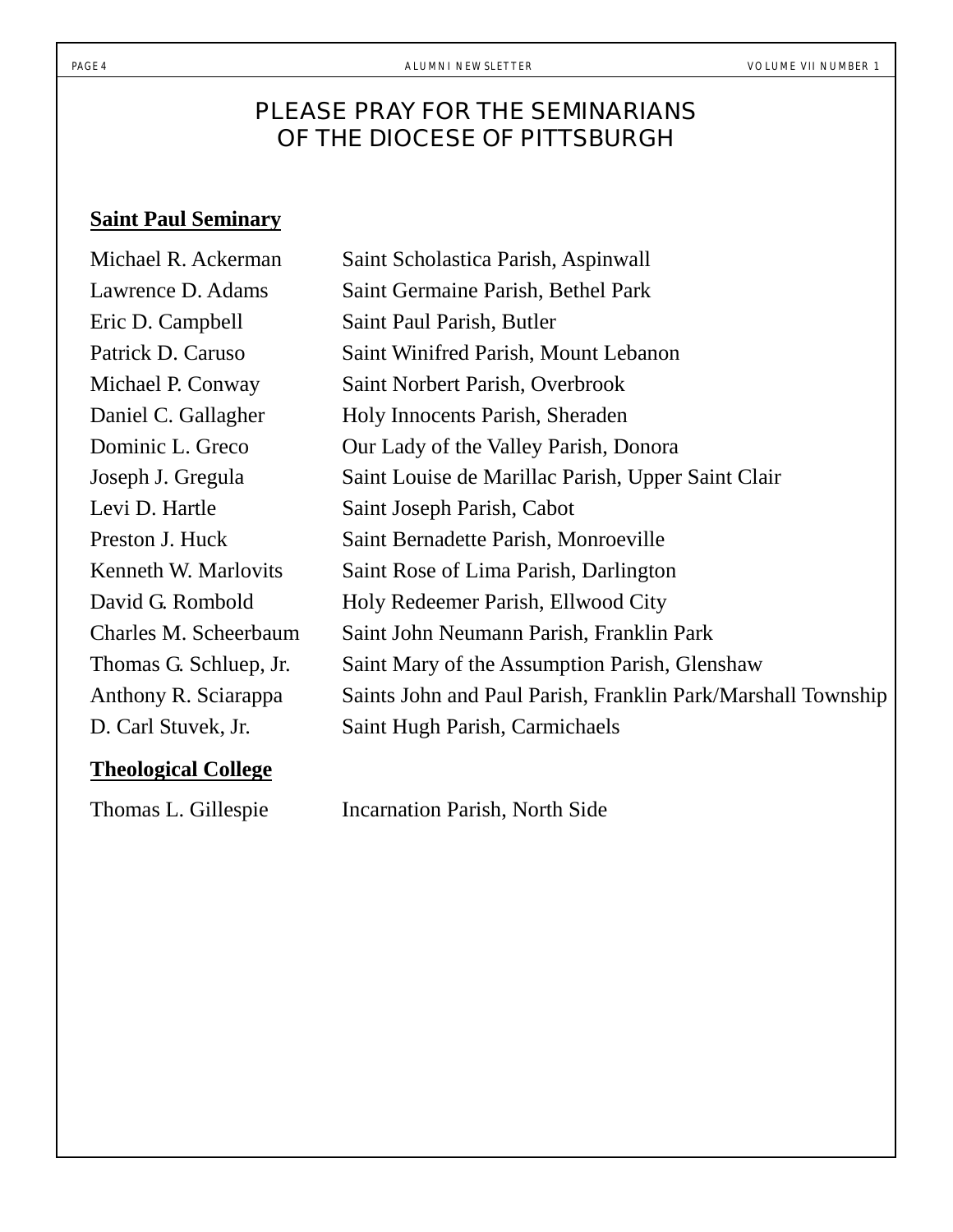# PLEASE PRAY FOR THE SEMINARIANS OF THE DIOCESE OF PITTSBURGH

**Saint Paul Seminary**

| | |
|---|---|
| Michael R. Ackerman | Saint Scholastica Parish, Aspinwall |
| Lawrence D. Adams | Saint Germaine Parish, Bethel Park |
| Eric D. Campbell | Saint Paul Parish, Butler |
| Patrick D. Caruso | Saint Winifred Parish, Mount Lebanon |
| Michael P. Conway | Saint Norbert Parish, Overbrook |
| Daniel C. Gallagher | Holy Innocents Parish, Sheraden |
| Dominic L. Greco | Our Lady of the Valley Parish, Donora |
| Joseph J. Gregula | Saint Louise de Marillac Parish, Upper Saint Clair |
| Levi D. Hartle | Saint Joseph Parish, Cabot |
| Preston J. Huck | Saint Bernadette Parish, Monroeville |
| Kenneth W. Marlovits | Saint Rose of Lima Parish, Darlington |
| David G. Rombold | Holy Redeemer Parish, Ellwood City |
| Charles M. Scheerbaum | Saint John Neumann Parish, Franklin Park |
| Thomas G. Schluep, Jr. | Saint Mary of the Assumption Parish, Glenshaw |
| Anthony R. Sciarappa | Saints John and Paul Parish, Franklin Park/Marshall Township |
| D. Carl Stuvek, Jr. | Saint Hugh Parish, Carmichaels |

**Theological College**

| | |
|---|---|
| Thomas L. Gillespie | Incarnation Parish, North Side |